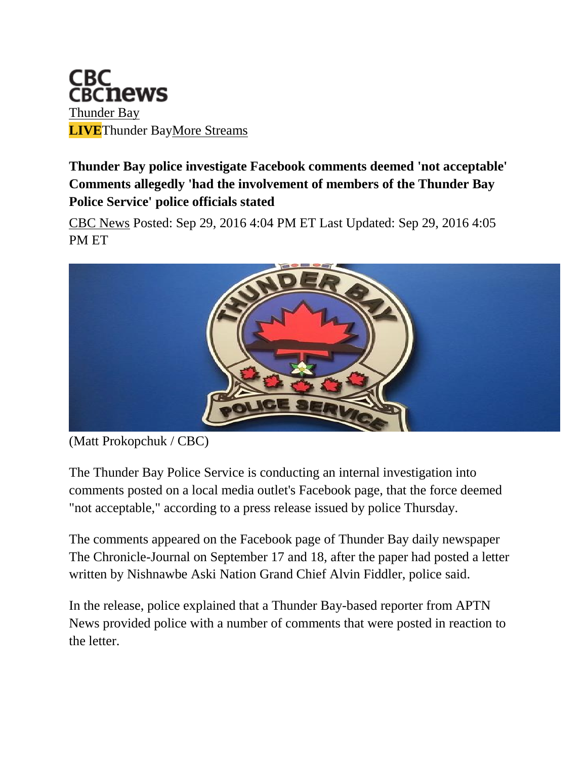CBC
CBCnews
Thunder Bay
**LIVE**Thunder BayMore Streams

# Thunder Bay police investigate Facebook comments deemed 'not acceptable'

## Comments allegedly 'had the involvement of members of the Thunder Bay Police Service' police officials stated

CBC News Posted: Sep 29, 2016 4:04 PM ET Last Updated: Sep 29, 2016 4:05 PM ET

(Matt Prokopchuk / CBC)

The Thunder Bay Police Service is conducting an internal investigation into comments posted on a local media outlet's Facebook page, that the force deemed "not acceptable," according to a press release issued by police Thursday.

The comments appeared on the Facebook page of Thunder Bay daily newspaper The Chronicle-Journal on September 17 and 18, after the paper had posted a letter written by Nishnawbe Aski Nation Grand Chief Alvin Fiddler, police said.

In the release, police explained that a Thunder Bay-based reporter from APTN News provided police with a number of comments that were posted in reaction to the letter.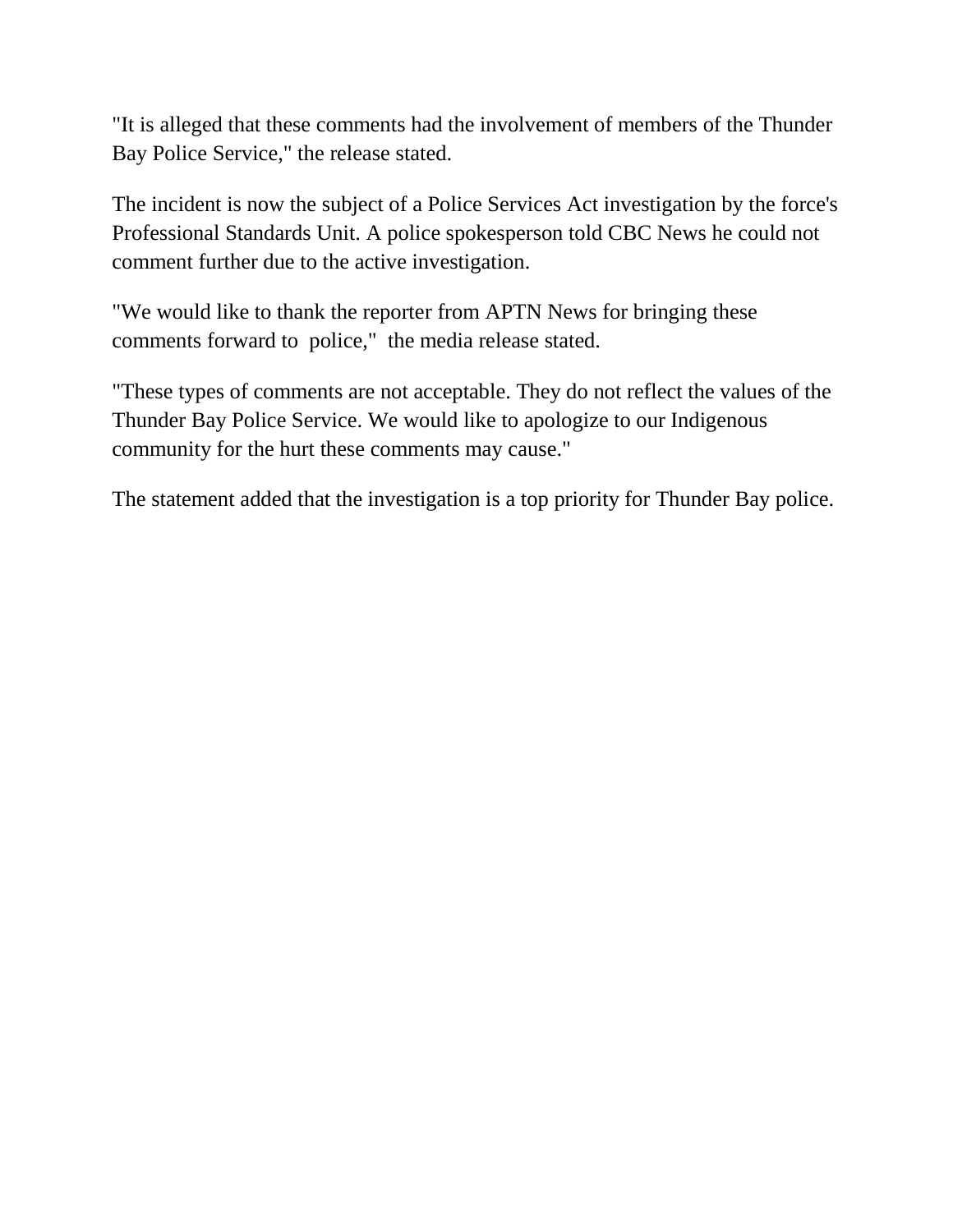"It is alleged that these comments had the involvement of members of the Thunder Bay Police Service," the release stated.

The incident is now the subject of a Police Services Act investigation by the force's Professional Standards Unit. A police spokesperson told CBC News he could not comment further due to the active investigation.

"We would like to thank the reporter from APTN News for bringing these comments forward to police," the media release stated.

"These types of comments are not acceptable. They do not reflect the values of the Thunder Bay Police Service. We would like to apologize to our Indigenous community for the hurt these comments may cause."

The statement added that the investigation is a top priority for Thunder Bay police.